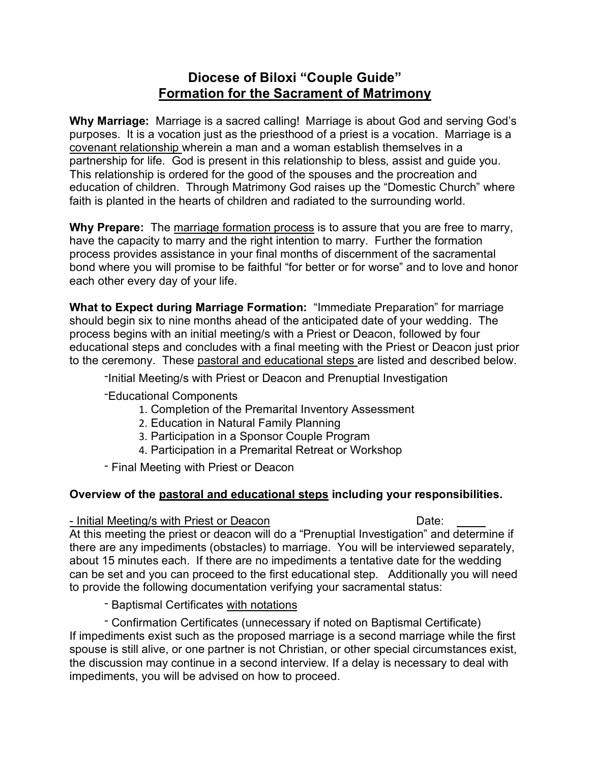# Diocese of Biloxi "Couple Guide"
## <u>Formation for the Sacrament of Matrimony</u>

**Why Marriage:** Marriage is a sacred calling! Marriage is about God and serving God's purposes. It is a vocation just as the priesthood of a priest is a vocation. Marriage is a <u>covenant relationship</u> wherein a man and a woman establish themselves in a partnership for life. God is present in this relationship to bless, assist and guide you. This relationship is ordered for the good of the spouses and the procreation and education of children. Through Matrimony God raises up the "Domestic Church" where faith is planted in the hearts of children and radiated to the surrounding world.

**Why Prepare:** The <u>marriage formation process</u> is to assure that you are free to marry, have the capacity to marry and the right intention to marry. Further the formation process provides assistance in your final months of discernment of the sacramental bond where you will promise to be faithful "for better or for worse" and to love and honor each other every day of your life.

**What to Expect during Marriage Formation:** "Immediate Preparation" for marriage should begin six to nine months ahead of the anticipated date of your wedding. The process begins with an initial meeting/s with a Priest or Deacon, followed by four educational steps and concludes with a final meeting with the Priest or Deacon just prior to the ceremony. These <u>pastoral and educational steps</u> are listed and described below.

- Initial Meeting/s with Priest or Deacon and Prenuptial Investigation
- Educational Components
    1. Completion of the Premarital Inventory Assessment
    2. Education in Natural Family Planning
    3. Participation in a Sponsor Couple Program
    4. Participation in a Premarital Retreat or Workshop
- Final Meeting with Priest or Deacon

**Overview of the <u>pastoral and educational steps</u> including your responsibilities.**

<u>- Initial Meeting/s with Priest or Deacon</u> Date: _____

At this meeting the priest or deacon will do a "Prenuptial Investigation" and determine if there are any impediments (obstacles) to marriage. You will be interviewed separately, about 15 minutes each. If there are no impediments a tentative date for the wedding can be set and you can proceed to the first educational step. Additionally you will need to provide the following documentation verifying your sacramental status:

- Baptismal Certificates <u>with notations</u>
- Confirmation Certificates (unnecessary if noted on Baptismal Certificate)

If impediments exist such as the proposed marriage is a second marriage while the first spouse is still alive, or one partner is not Christian, or other special circumstances exist, the discussion may continue in a second interview. If a delay is necessary to deal with impediments, you will be advised on how to proceed.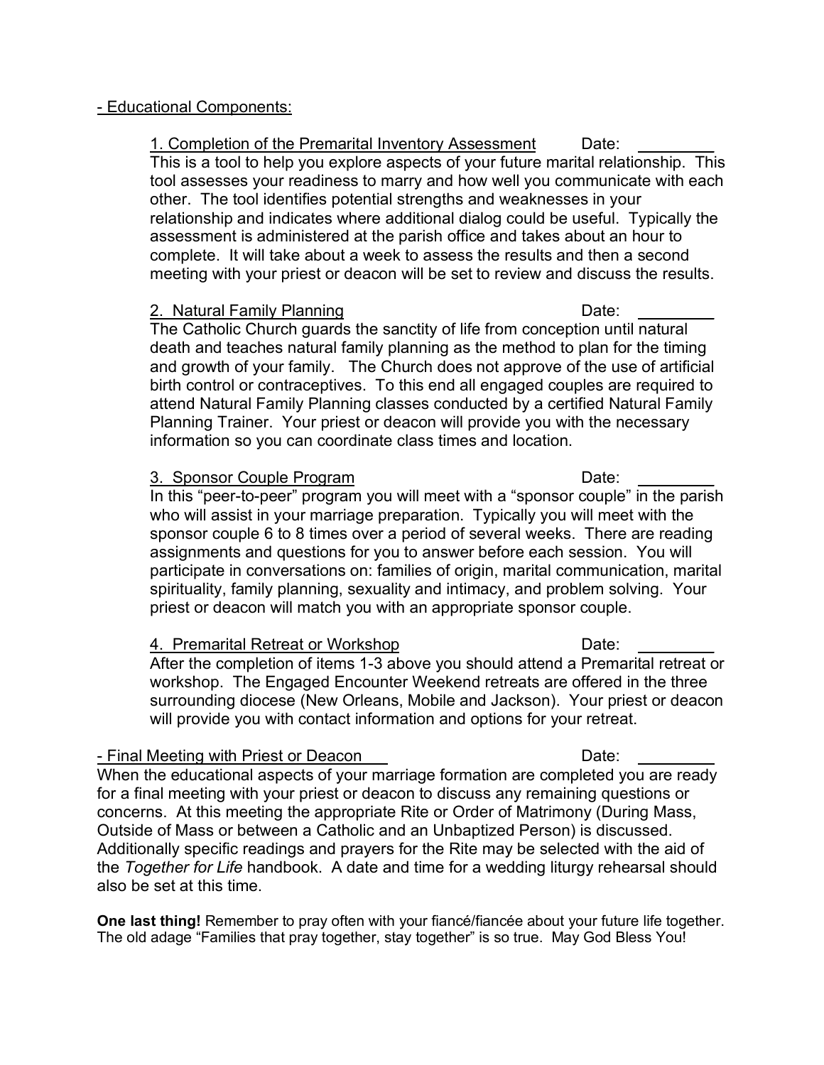- Educational Components:

1. Completion of the Premarital Inventory Assessment Date: ________
This is a tool to help you explore aspects of your future marital relationship. This tool assesses your readiness to marry and how well you communicate with each other. The tool identifies potential strengths and weaknesses in your relationship and indicates where additional dialog could be useful. Typically the assessment is administered at the parish office and takes about an hour to complete. It will take about a week to assess the results and then a second meeting with your priest or deacon will be set to review and discuss the results.

2. Natural Family Planning Date: ________
The Catholic Church guards the sanctity of life from conception until natural death and teaches natural family planning as the method to plan for the timing and growth of your family. The Church does not approve of the use of artificial birth control or contraceptives. To this end all engaged couples are required to attend Natural Family Planning classes conducted by a certified Natural Family Planning Trainer. Your priest or deacon will provide you with the necessary information so you can coordinate class times and location.

3. Sponsor Couple Program Date: ________
In this "peer-to-peer" program you will meet with a "sponsor couple" in the parish who will assist in your marriage preparation. Typically you will meet with the sponsor couple 6 to 8 times over a period of several weeks. There are reading assignments and questions for you to answer before each session. You will participate in conversations on: families of origin, marital communication, marital spirituality, family planning, sexuality and intimacy, and problem solving. Your priest or deacon will match you with an appropriate sponsor couple.

4. Premarital Retreat or Workshop Date: ________
After the completion of items 1-3 above you should attend a Premarital retreat or workshop. The Engaged Encounter Weekend retreats are offered in the three surrounding diocese (New Orleans, Mobile and Jackson). Your priest or deacon will provide you with contact information and options for your retreat.

- Final Meeting with Priest or Deacon Date: ________
When the educational aspects of your marriage formation are completed you are ready for a final meeting with your priest or deacon to discuss any remaining questions or concerns. At this meeting the appropriate Rite or Order of Matrimony (During Mass, Outside of Mass or between a Catholic and an Unbaptized Person) is discussed. Additionally specific readings and prayers for the Rite may be selected with the aid of the *Together for Life* handbook. A date and time for a wedding liturgy rehearsal should also be set at this time.

**One last thing!** Remember to pray often with your fiancé/fiancée about your future life together. The old adage "Families that pray together, stay together" is so true. May God Bless You!